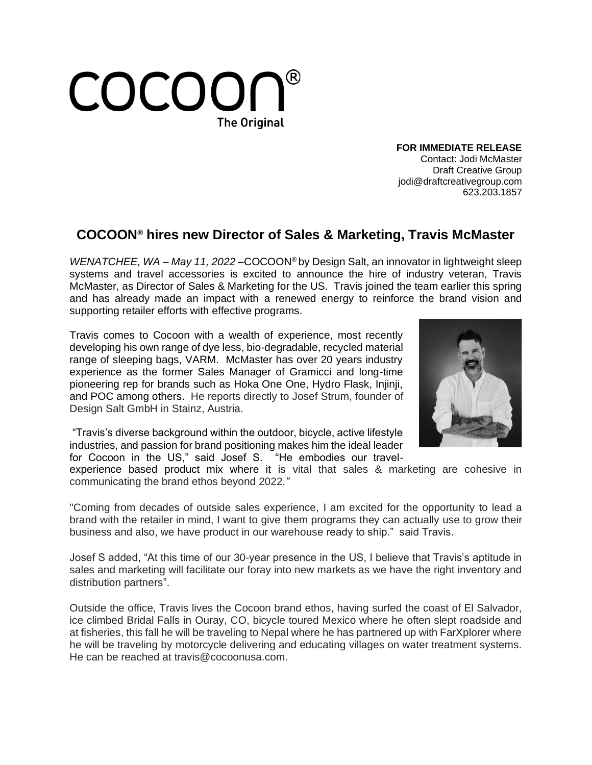COCOON®
The Original

**FOR IMMEDIATE RELEASE**
Contact: Jodi McMaster
Draft Creative Group
jodi@draftcreativegroup.com
623.203.1857

## COCOON® hires new Director of Sales & Marketing, Travis McMaster

*WENATCHEE, WA – May 11, 2022* –COCOON® by Design Salt, an innovator in lightweight sleep systems and travel accessories is excited to announce the hire of industry veteran, Travis McMaster, as Director of Sales & Marketing for the US. Travis joined the team earlier this spring and has already made an impact with a renewed energy to reinforce the brand vision and supporting retailer efforts with effective programs.

Travis comes to Cocoon with a wealth of experience, most recently developing his own range of dye less, bio-degradable, recycled material range of sleeping bags, VARM. McMaster has over 20 years industry experience as the former Sales Manager of Gramicci and long-time pioneering rep for brands such as Hoka One One, Hydro Flask, Injinji, and POC among others. He reports directly to Josef Strum, founder of Design Salt GmbH in Stainz, Austria.

"Travis's diverse background within the outdoor, bicycle, active lifestyle industries, and passion for brand positioning makes him the ideal leader for Cocoon in the US," said Josef S. "He embodies our travel-experience based product mix where it is vital that sales & marketing are cohesive in communicating the brand ethos beyond 2022."

"Coming from decades of outside sales experience, I am excited for the opportunity to lead a brand with the retailer in mind, I want to give them programs they can actually use to grow their business and also, we have product in our warehouse ready to ship." said Travis.

Josef S added, "At this time of our 30-year presence in the US, I believe that Travis's aptitude in sales and marketing will facilitate our foray into new markets as we have the right inventory and distribution partners".

Outside the office, Travis lives the Cocoon brand ethos, having surfed the coast of El Salvador, ice climbed Bridal Falls in Ouray, CO, bicycle toured Mexico where he often slept roadside and at fisheries, this fall he will be traveling to Nepal where he has partnered up with FarXplorer where he will be traveling by motorcycle delivering and educating villages on water treatment systems. He can be reached at travis@cocoonusa.com.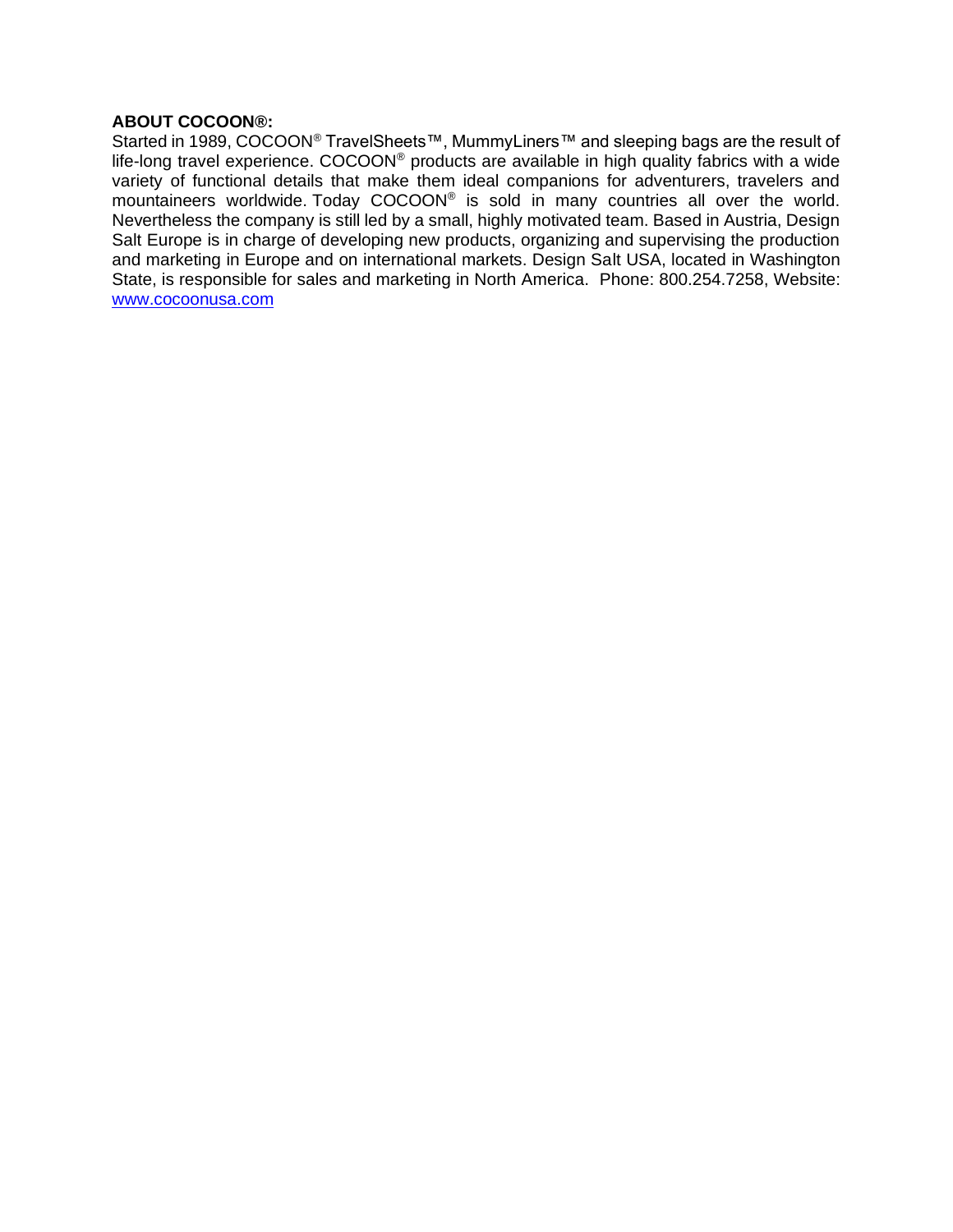**ABOUT COCOON®:**

Started in 1989, COCOON® TravelSheets™, MummyLiners™ and sleeping bags are the result of life-long travel experience. COCOON® products are available in high quality fabrics with a wide variety of functional details that make them ideal companions for adventurers, travelers and mountaineers worldwide. Today COCOON® is sold in many countries all over the world. Nevertheless the company is still led by a small, highly motivated team. Based in Austria, Design Salt Europe is in charge of developing new products, organizing and supervising the production and marketing in Europe and on international markets. Design Salt USA, located in Washington State, is responsible for sales and marketing in North America. Phone: 800.254.7258, Website: [www.cocoonusa.com](http://www.cocoonusa.com)